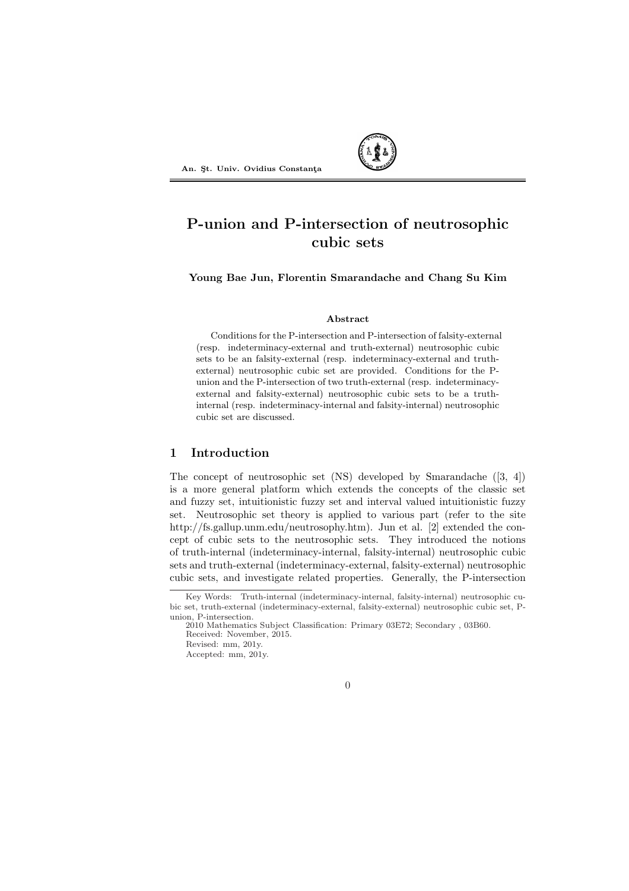# P-union and P-intersection of neutrosophic cubic sets

**Young Bae Jun, Florentin Smarandache and Chang Su Kim**

### Abstract

Conditions for the P-intersection and P-intersection of falsity-external (resp. indeterminacy-external and truth-external) neutrosophic cubic sets to be an falsity-external (resp. indeterminacy-external and truth-external) neutrosophic cubic set are provided. Conditions for the P-union and the P-intersection of two truth-external (resp. indeterminacy-external and falsity-external) neutrosophic cubic sets to be a truth-internal (resp. indeterminacy-internal and falsity-internal) neutrosophic cubic set are discussed.

## 1 Introduction

The concept of neutrosophic set (NS) developed by Smarandache ([3, 4]) is a more general platform which extends the concepts of the classic set and fuzzy set, intuitionistic fuzzy set and interval valued intuitionistic fuzzy set. Neutrosophic set theory is applied to various part (refer to the site http://fs.gallup.unm.edu/neutrosophy.htm). Jun et al. [2] extended the concept of cubic sets to the neutrosophic sets. They introduced the notions of truth-internal (indeterminacy-internal, falsity-internal) neutrosophic cubic sets and truth-external (indeterminacy-external, falsity-external) neutrosophic cubic sets, and investigate related properties. Generally, the P-intersection

---

Key Words: Truth-internal (indeterminacy-internal, falsity-internal) neutrosophic cubic set, truth-external (indeterminacy-external, falsity-external) neutrosophic cubic set, P-union, P-intersection.

2010 Mathematics Subject Classification: Primary 03E72; Secondary , 03B60.

Received: November, 2015.

Revised: mm, 201y.

Accepted: mm, 201y.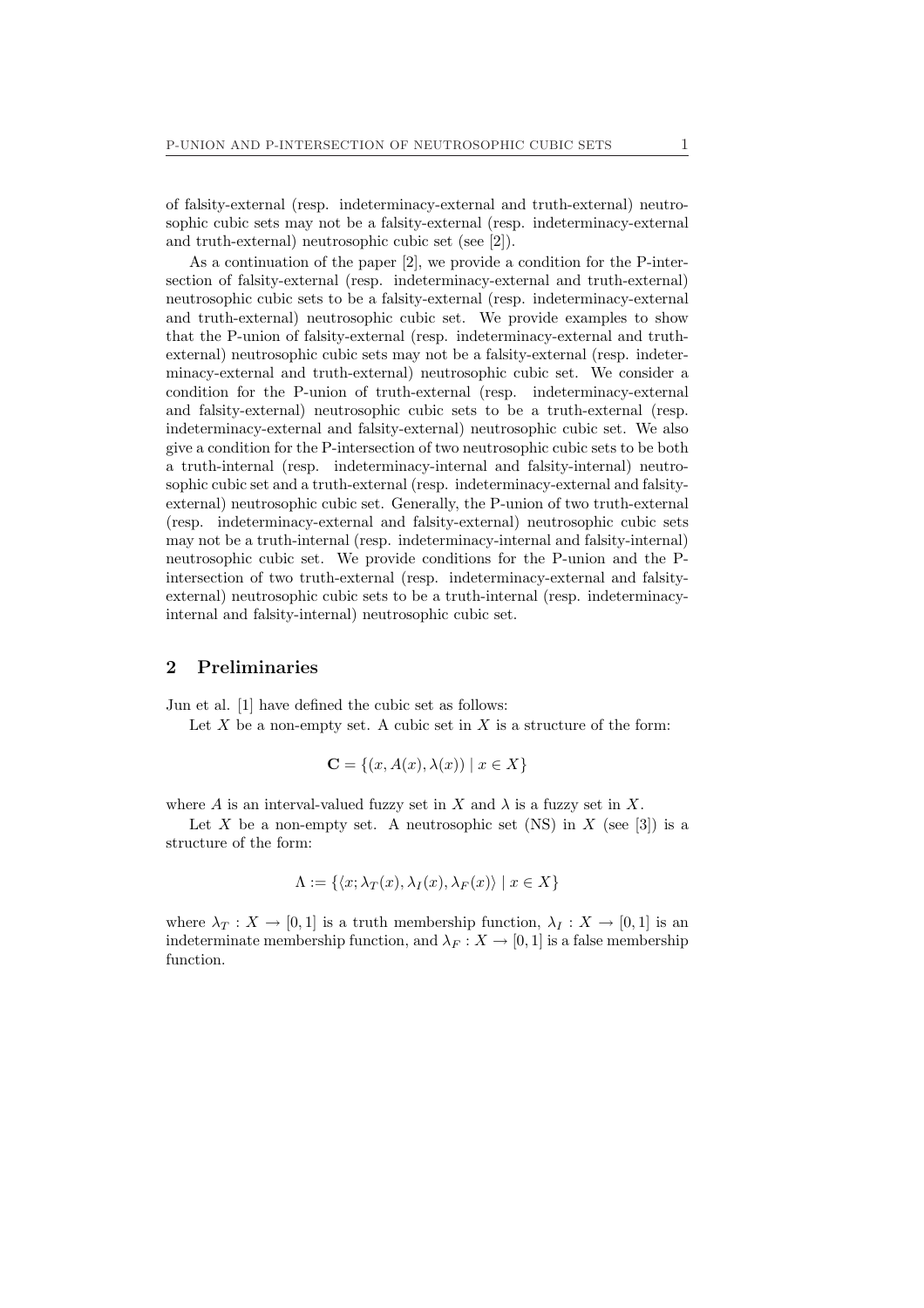of falsity-external (resp. indeterminacy-external and truth-external) neutrosophic cubic sets may not be a falsity-external (resp. indeterminacy-external and truth-external) neutrosophic cubic set (see [2]).

As a continuation of the paper [2], we provide a condition for the P-intersection of falsity-external (resp. indeterminacy-external and truth-external) neutrosophic cubic sets to be a falsity-external (resp. indeterminacy-external and truth-external) neutrosophic cubic set. We provide examples to show that the P-union of falsity-external (resp. indeterminacy-external and truth-external) neutrosophic cubic sets may not be a falsity-external (resp. indeterminacy-external and truth-external) neutrosophic cubic set. We consider a condition for the P-union of truth-external (resp. indeterminacy-external and falsity-external) neutrosophic cubic sets to be a truth-external (resp. indeterminacy-external and falsity-external) neutrosophic cubic set. We also give a condition for the P-intersection of two neutrosophic cubic sets to be both a truth-internal (resp. indeterminacy-internal and falsity-internal) neutrosophic cubic set and a truth-external (resp. indeterminacy-external and falsity-external) neutrosophic cubic set. Generally, the P-union of two truth-external (resp. indeterminacy-external and falsity-external) neutrosophic cubic sets may not be a truth-internal (resp. indeterminacy-internal and falsity-internal) neutrosophic cubic set. We provide conditions for the P-union and the P-intersection of two truth-external (resp. indeterminacy-external and falsity-external) neutrosophic cubic sets to be a truth-internal (resp. indeterminacy-internal and falsity-internal) neutrosophic cubic set.

## 2 Preliminaries

Jun et al. [1] have defined the cubic set as follows:

Let $X$ be a non-empty set. A cubic set in $X$ is a structure of the form:

$$\mathbf{C} = \{(x, A(x), \lambda(x)) \mid x \in X\}$$

where $A$ is an interval-valued fuzzy set in $X$ and $\lambda$ is a fuzzy set in $X$.

Let $X$ be a non-empty set. A neutrosophic set (NS) in $X$ (see [3]) is a structure of the form:

$$\Lambda := \{\langle x; \lambda_T(x), \lambda_I(x), \lambda_F(x)\rangle \mid x \in X\}$$

where $\lambda_T : X \to [0, 1]$ is a truth membership function, $\lambda_I : X \to [0, 1]$ is an indeterminate membership function, and $\lambda_F : X \to [0, 1]$ is a false membership function.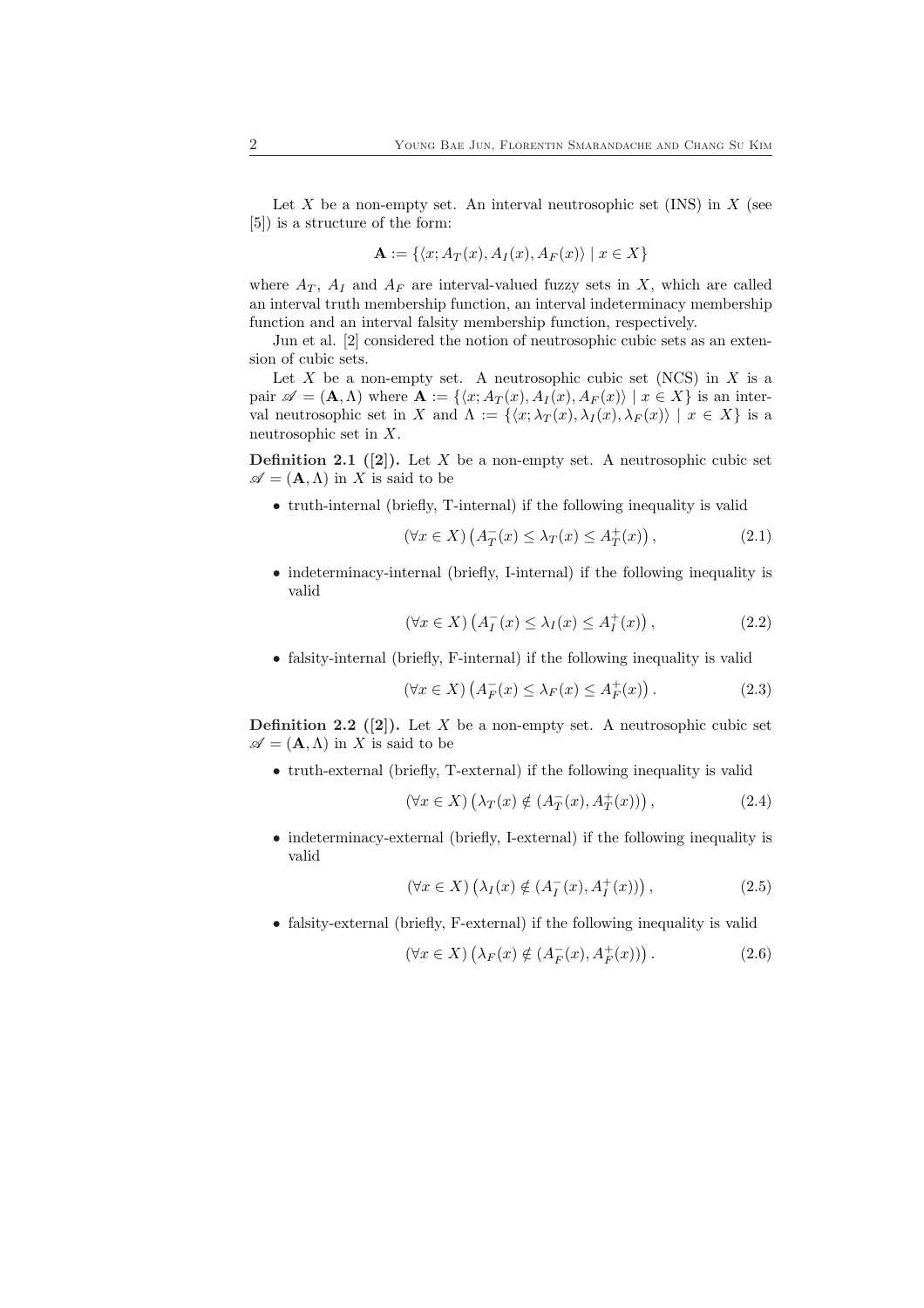Let $X$ be a non-empty set. An interval neutrosophic set (INS) in $X$ (see [5]) is a structure of the form:

$$\mathbf{A} := \{\langle x; A_T(x), A_I(x), A_F(x)\rangle \mid x \in X\}$$

where $A_T$, $A_I$ and $A_F$ are interval-valued fuzzy sets in $X$, which are called an interval truth membership function, an interval indeterminacy membership function and an interval falsity membership function, respectively.

Jun et al. [2] considered the notion of neutrosophic cubic sets as an extension of cubic sets.

Let $X$ be a non-empty set. A neutrosophic cubic set (NCS) in $X$ is a pair $\mathscr{A} = (\mathbf{A}, \Lambda)$ where $\mathbf{A} := \{\langle x; A_T(x), A_I(x), A_F(x)\rangle \mid x \in X\}$ is an interval neutrosophic set in $X$ and $\Lambda := \{\langle x; \lambda_T(x), \lambda_I(x), \lambda_F(x)\rangle \mid x \in X\}$ is a neutrosophic set in $X$.

**Definition 2.1 ([2]).** Let $X$ be a non-empty set. A neutrosophic cubic set $\mathscr{A} = (\mathbf{A}, \Lambda)$ in $X$ is said to be

- truth-internal (briefly, T-internal) if the following inequality is valid

$$(\forall x \in X)\left(A_T^-(x) \le \lambda_T(x) \le A_T^+(x)\right), \tag{2.1}$$

- indeterminacy-internal (briefly, I-internal) if the following inequality is valid

$$(\forall x \in X)\left(A_I^-(x) \le \lambda_I(x) \le A_I^+(x)\right), \tag{2.2}$$

- falsity-internal (briefly, F-internal) if the following inequality is valid

$$(\forall x \in X)\left(A_F^-(x) \le \lambda_F(x) \le A_F^+(x)\right). \tag{2.3}$$

**Definition 2.2 ([2]).** Let $X$ be a non-empty set. A neutrosophic cubic set $\mathscr{A} = (\mathbf{A}, \Lambda)$ in $X$ is said to be

- truth-external (briefly, T-external) if the following inequality is valid

$$(\forall x \in X)\left(\lambda_T(x) \notin (A_T^-(x), A_T^+(x))\right), \tag{2.4}$$

- indeterminacy-external (briefly, I-external) if the following inequality is valid

$$(\forall x \in X)\left(\lambda_I(x) \notin (A_I^-(x), A_I^+(x))\right), \tag{2.5}$$

- falsity-external (briefly, F-external) if the following inequality is valid

$$(\forall x \in X)\left(\lambda_F(x) \notin (A_F^-(x), A_F^+(x))\right). \tag{2.6}$$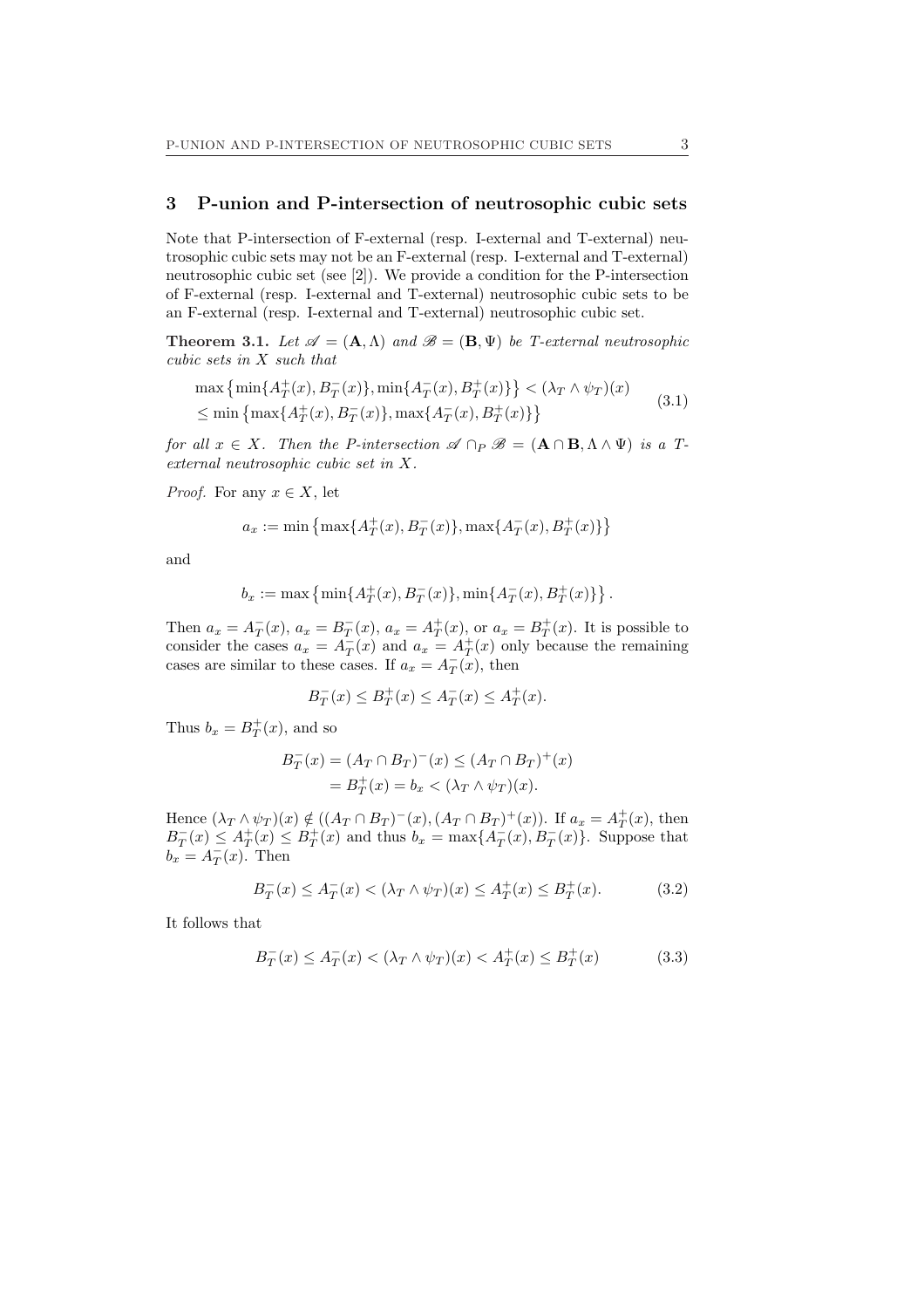## 3 P-union and P-intersection of neutrosophic cubic sets

Note that P-intersection of F-external (resp. I-external and T-external) neutrosophic cubic sets may not be an F-external (resp. I-external and T-external) neutrosophic cubic set (see [2]). We provide a condition for the P-intersection of F-external (resp. I-external and T-external) neutrosophic cubic sets to be an F-external (resp. I-external and T-external) neutrosophic cubic set.

**Theorem 3.1.** *Let $\mathscr{A} = (\mathbf{A}, \Lambda)$ and $\mathscr{B} = (\mathbf{B}, \Psi)$ be T-external neutrosophic cubic sets in $X$ such that*

$$\begin{aligned} &\max\left\{\min\{A_T^+(x), B_T^-(x)\}, \min\{A_T^-(x), B_T^+(x)\}\right\} < (\lambda_T \wedge \psi_T)(x) \\ &\leq \min\left\{\max\{A_T^+(x), B_T^-(x)\}, \max\{A_T^-(x), B_T^+(x)\}\right\} \end{aligned} \tag{3.1}$$

*for all $x \in X$. Then the P-intersection $\mathscr{A} \cap_P \mathscr{B} = (\mathbf{A} \cap \mathbf{B}, \Lambda \wedge \Psi)$ is a T-external neutrosophic cubic set in $X$.*

*Proof.* For any $x \in X$, let

$$a_x := \min\left\{\max\{A_T^+(x), B_T^-(x)\}, \max\{A_T^-(x), B_T^+(x)\}\right\}$$

and

$$b_x := \max\left\{\min\{A_T^+(x), B_T^-(x)\}, \min\{A_T^-(x), B_T^+(x)\}\right\}.$$

Then $a_x = A_T^-(x)$, $a_x = B_T^-(x)$, $a_x = A_T^+(x)$, or $a_x = B_T^+(x)$. It is possible to consider the cases $a_x = A_T^-(x)$ and $a_x = A_T^+(x)$ only because the remaining cases are similar to these cases. If $a_x = A_T^-(x)$, then

$$B_T^-(x) \leq B_T^+(x) \leq A_T^-(x) \leq A_T^+(x).$$

Thus $b_x = B_T^+(x)$, and so

$$\begin{aligned} B_T^-(x) = (A_T \cap B_T)^-(x) &\leq (A_T \cap B_T)^+(x) \\ &= B_T^+(x) = b_x < (\lambda_T \wedge \psi_T)(x). \end{aligned}$$

Hence $(\lambda_T \wedge \psi_T)(x) \notin ((A_T \cap B_T)^-(x), (A_T \cap B_T)^+(x))$. If $a_x = A_T^+(x)$, then $B_T^-(x) \leq A_T^+(x) \leq B_T^+(x)$ and thus $b_x = \max\{A_T^-(x), B_T^-(x)\}$. Suppose that $b_x = A_T^-(x)$. Then

$$B_T^-(x) \leq A_T^-(x) < (\lambda_T \wedge \psi_T)(x) \leq A_T^+(x) \leq B_T^+(x). \tag{3.2}$$

It follows that

$$B_T^-(x) \leq A_T^-(x) < (\lambda_T \wedge \psi_T)(x) < A_T^+(x) \leq B_T^+(x) \tag{3.3}$$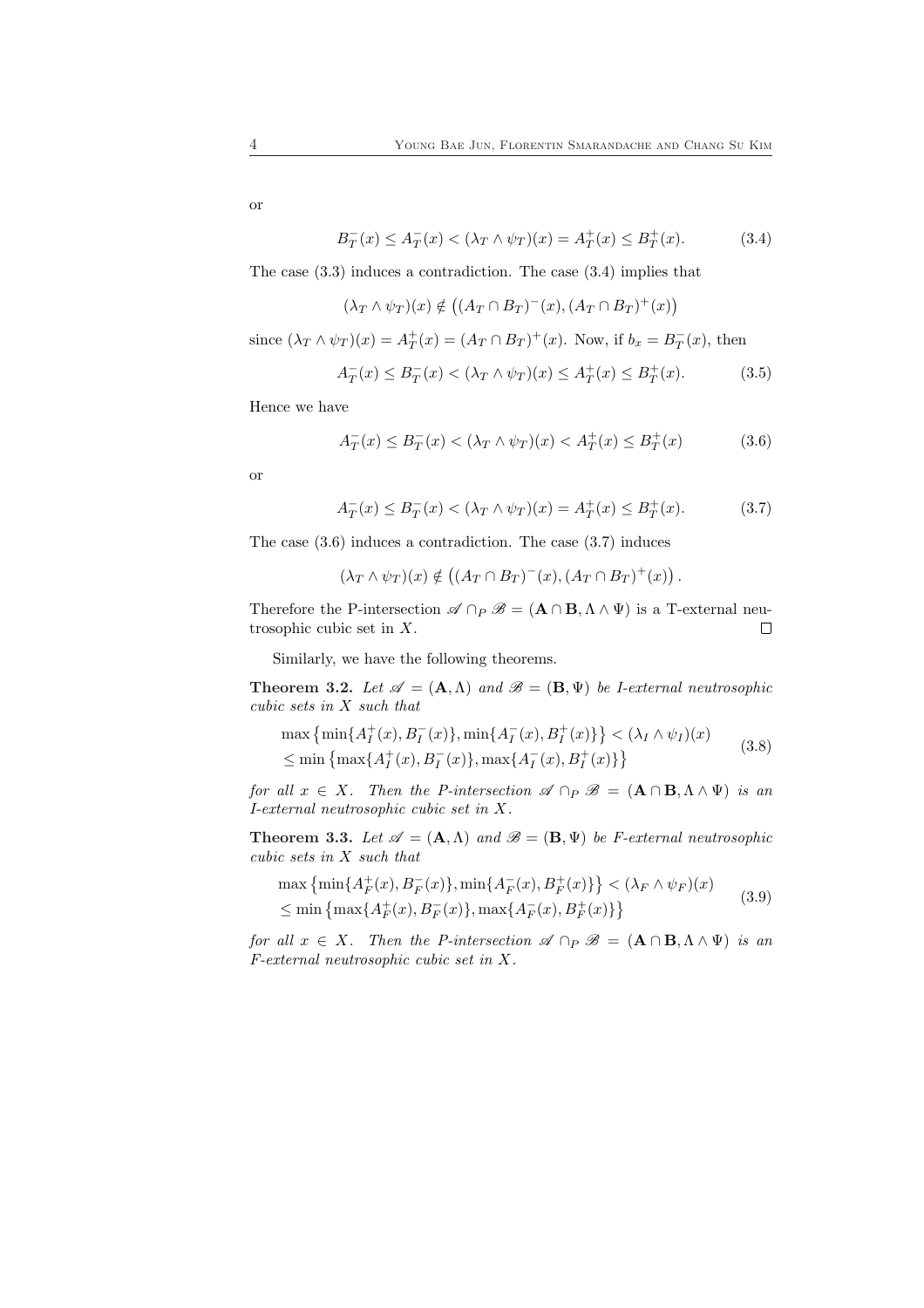or

$$B_T^-(x) \leq A_T^-(x) < (\lambda_T \wedge \psi_T)(x) = A_T^+(x) \leq B_T^+(x). \tag{3.4}$$

The case (3.3) induces a contradiction. The case (3.4) implies that

$$(\lambda_T \wedge \psi_T)(x) \notin \left((A_T \cap B_T)^-(x), (A_T \cap B_T)^+(x)\right)$$

since $(\lambda_T \wedge \psi_T)(x) = A_T^+(x) = (A_T \cap B_T)^+(x)$. Now, if $b_x = B_T^-(x)$, then

$$A_T^-(x) \leq B_T^-(x) < (\lambda_T \wedge \psi_T)(x) \leq A_T^+(x) \leq B_T^+(x). \tag{3.5}$$

Hence we have

$$A_T^-(x) \leq B_T^-(x) < (\lambda_T \wedge \psi_T)(x) < A_T^+(x) \leq B_T^+(x) \tag{3.6}$$

or

$$A_T^-(x) \leq B_T^-(x) < (\lambda_T \wedge \psi_T)(x) = A_T^+(x) \leq B_T^+(x). \tag{3.7}$$

The case (3.6) induces a contradiction. The case (3.7) induces

$$(\lambda_T \wedge \psi_T)(x) \notin \left((A_T \cap B_T)^-(x), (A_T \cap B_T)^+(x)\right).$$

Therefore the P-intersection $\mathscr{A} \cap_P \mathscr{B} = (\mathbf{A} \cap \mathbf{B}, \Lambda \wedge \Psi)$ is a T-external neutrosophic cubic set in $X$. $\square$

Similarly, we have the following theorems.

**Theorem 3.2.** *Let $\mathscr{A} = (\mathbf{A}, \Lambda)$ and $\mathscr{B} = (\mathbf{B}, \Psi)$ be I-external neutrosophic cubic sets in $X$ such that*

$$\begin{aligned} &\max\left\{\min\{A_I^+(x), B_I^-(x)\}, \min\{A_I^-(x), B_I^+(x)\}\right\} < (\lambda_I \wedge \psi_I)(x) \\ &\leq \min\left\{\max\{A_I^+(x), B_I^-(x)\}, \max\{A_I^-(x), B_I^+(x)\}\right\} \end{aligned} \tag{3.8}$$

*for all $x \in X$. Then the P-intersection $\mathscr{A} \cap_P \mathscr{B} = (\mathbf{A} \cap \mathbf{B}, \Lambda \wedge \Psi)$ is an I-external neutrosophic cubic set in $X$.*

**Theorem 3.3.** *Let $\mathscr{A} = (\mathbf{A}, \Lambda)$ and $\mathscr{B} = (\mathbf{B}, \Psi)$ be F-external neutrosophic cubic sets in $X$ such that*

$$\begin{aligned} &\max\left\{\min\{A_F^+(x), B_F^-(x)\}, \min\{A_F^-(x), B_F^+(x)\}\right\} < (\lambda_F \wedge \psi_F)(x) \\ &\leq \min\left\{\max\{A_F^+(x), B_F^-(x)\}, \max\{A_F^-(x), B_F^+(x)\}\right\} \end{aligned} \tag{3.9}$$

*for all $x \in X$. Then the P-intersection $\mathscr{A} \cap_P \mathscr{B} = (\mathbf{A} \cap \mathbf{B}, \Lambda \wedge \Psi)$ is an F-external neutrosophic cubic set in $X$.*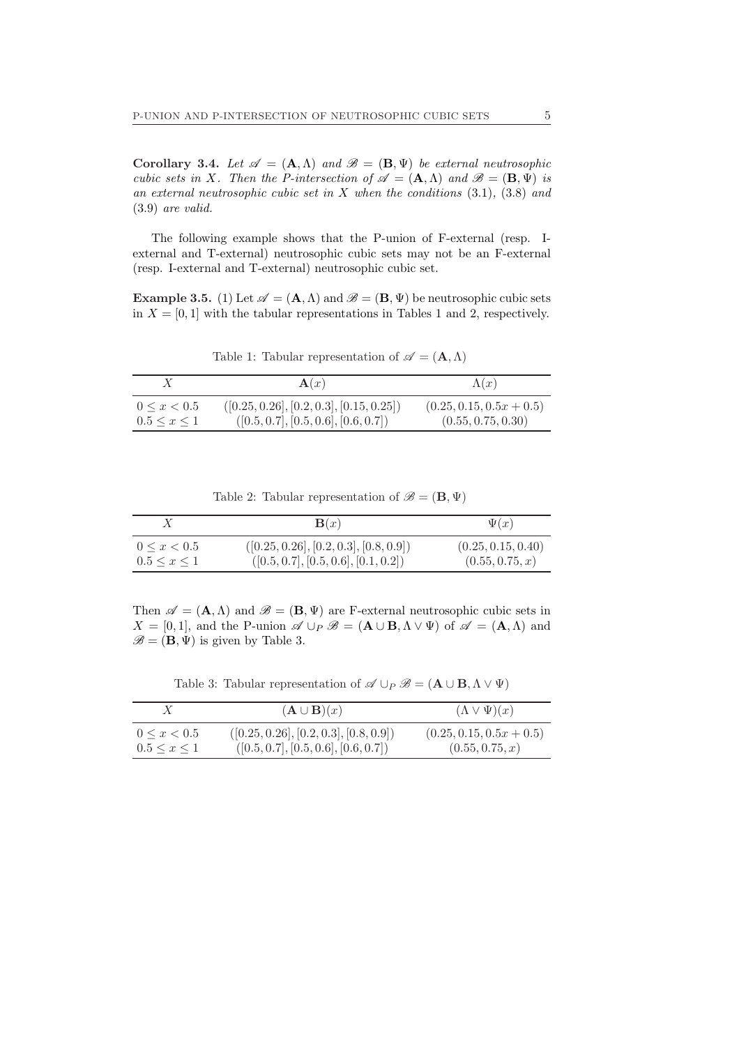**Corollary 3.4.** *Let $\mathscr{A} = (\mathbf{A}, \Lambda)$ and $\mathscr{B} = (\mathbf{B}, \Psi)$ be external neutrosophic cubic sets in $X$. Then the P-intersection of $\mathscr{A} = (\mathbf{A}, \Lambda)$ and $\mathscr{B} = (\mathbf{B}, \Psi)$ is an external neutrosophic cubic set in $X$ when the conditions* (3.1)*,* (3.8) *and* (3.9) *are valid.*

The following example shows that the P-union of F-external (resp. I-external and T-external) neutrosophic cubic sets may not be an F-external (resp. I-external and T-external) neutrosophic cubic set.

**Example 3.5.** (1) Let $\mathscr{A} = (\mathbf{A}, \Lambda)$ and $\mathscr{B} = (\mathbf{B}, \Psi)$ be neutrosophic cubic sets in $X = [0, 1]$ with the tabular representations in Tables 1 and 2, respectively.

Table 1: Tabular representation of $\mathscr{A} = (\mathbf{A}, \Lambda)$

| $X$ | $\mathbf{A}(x)$ | $\Lambda(x)$ |
|---|---|---|
| $0 \leq x < 0.5$ | $([0.25, 0.26], [0.2, 0.3], [0.15, 0.25])$ | $(0.25, 0.15, 0.5x + 0.5)$ |
| $0.5 \leq x \leq 1$ | $([0.5, 0.7], [0.5, 0.6], [0.6, 0.7])$ | $(0.55, 0.75, 0.30)$ |

Table 2: Tabular representation of $\mathscr{B} = (\mathbf{B}, \Psi)$

| $X$ | $\mathbf{B}(x)$ | $\Psi(x)$ |
|---|---|---|
| $0 \leq x < 0.5$ | $([0.25, 0.26], [0.2, 0.3], [0.8, 0.9])$ | $(0.25, 0.15, 0.40)$ |
| $0.5 \leq x \leq 1$ | $([0.5, 0.7], [0.5, 0.6], [0.1, 0.2])$ | $(0.55, 0.75, x)$ |

Then $\mathscr{A} = (\mathbf{A}, \Lambda)$ and $\mathscr{B} = (\mathbf{B}, \Psi)$ are F-external neutrosophic cubic sets in $X = [0, 1]$, and the P-union $\mathscr{A} \cup_P \mathscr{B} = (\mathbf{A} \cup \mathbf{B}, \Lambda \vee \Psi)$ of $\mathscr{A} = (\mathbf{A}, \Lambda)$ and $\mathscr{B} = (\mathbf{B}, \Psi)$ is given by Table 3.

Table 3: Tabular representation of $\mathscr{A} \cup_P \mathscr{B} = (\mathbf{A} \cup \mathbf{B}, \Lambda \vee \Psi)$

| $X$ | $(\mathbf{A} \cup \mathbf{B})(x)$ | $(\Lambda \vee \Psi)(x)$ |
|---|---|---|
| $0 \leq x < 0.5$ | $([0.25, 0.26], [0.2, 0.3], [0.8, 0.9])$ | $(0.25, 0.15, 0.5x + 0.5)$ |
| $0.5 \leq x \leq 1$ | $([0.5, 0.7], [0.5, 0.6], [0.6, 0.7])$ | $(0.55, 0.75, x)$ |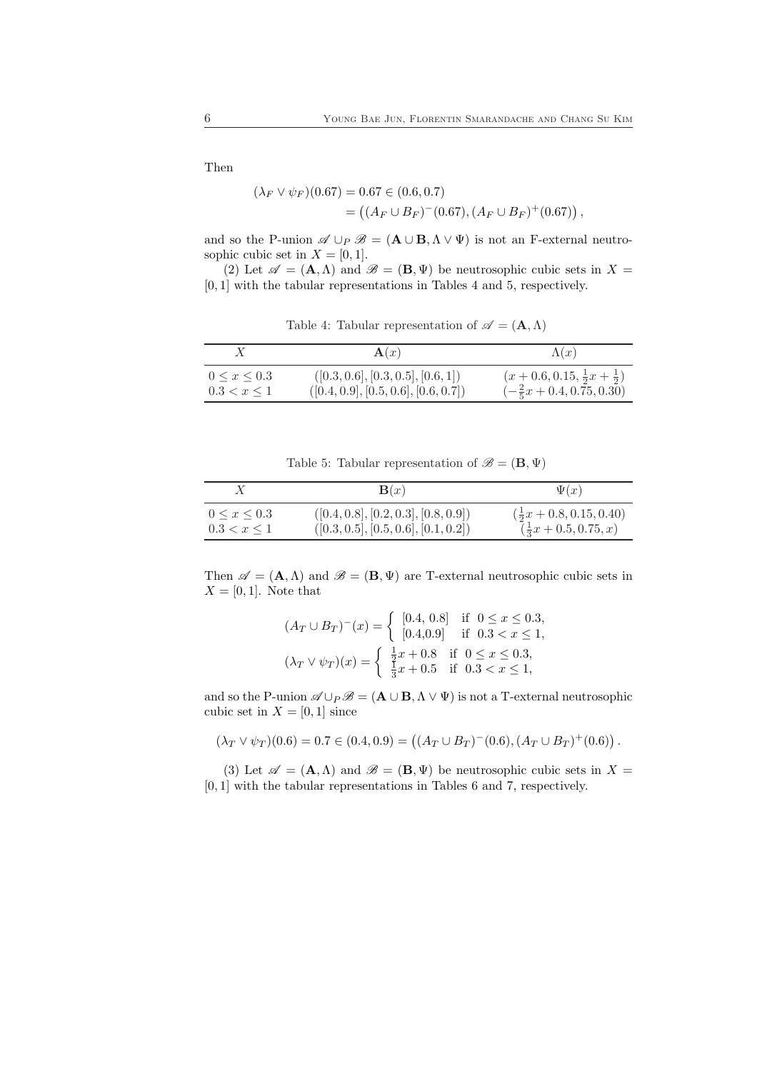Then

$$(\lambda_F \vee \psi_F)(0.67) = 0.67 \in (0.6, 0.7)$$
$$= \left((A_F \cup B_F)^-(0.67), (A_F \cup B_F)^+(0.67)\right),$$

and so the P-union $\mathscr{A} \cup_P \mathscr{B} = (\mathbf{A} \cup \mathbf{B}, \Lambda \vee \Psi)$ is not an F-external neutrosophic cubic set in $X = [0, 1]$.

(2) Let $\mathscr{A} = (\mathbf{A}, \Lambda)$ and $\mathscr{B} = (\mathbf{B}, \Psi)$ be neutrosophic cubic sets in $X = [0, 1]$ with the tabular representations in Tables 4 and 5, respectively.

Table 4: Tabular representation of $\mathscr{A} = (\mathbf{A}, \Lambda)$

| $X$ | $\mathbf{A}(x)$ | $\Lambda(x)$ |
|---|---|---|
| $0 \leq x \leq 0.3$ | $([0.3, 0.6], [0.3, 0.5], [0.6, 1])$ | $(x + 0.6, 0.15, \frac{1}{2}x + \frac{1}{2})$ |
| $0.3 < x \leq 1$ | $([0.4, 0.9], [0.5, 0.6], [0.6, 0.7])$ | $(-\frac{2}{5}x + 0.4, 0.75, 0.30)$ |

Table 5: Tabular representation of $\mathscr{B} = (\mathbf{B}, \Psi)$

| $X$ | $\mathbf{B}(x)$ | $\Psi(x)$ |
|---|---|---|
| $0 \leq x \leq 0.3$ | $([0.4, 0.8], [0.2, 0.3], [0.8, 0.9])$ | $(\frac{1}{2}x + 0.8, 0.15, 0.40)$ |
| $0.3 < x \leq 1$ | $([0.3, 0.5], [0.5, 0.6], [0.1, 0.2])$ | $(\frac{1}{3}x + 0.5, 0.75, x)$ |

Then $\mathscr{A} = (\mathbf{A}, \Lambda)$ and $\mathscr{B} = (\mathbf{B}, \Psi)$ are T-external neutrosophic cubic sets in $X = [0, 1]$. Note that

$$(A_T \cup B_T)^-(x) = \begin{cases} [0.4, 0.8] & \text{if } 0 \leq x \leq 0.3, \\ [0.4, 0.9] & \text{if } 0.3 < x \leq 1, \end{cases}$$

$$(\lambda_T \vee \psi_T)(x) = \begin{cases} \frac{1}{2}x + 0.8 & \text{if } 0 \leq x \leq 0.3, \\ \frac{1}{3}x + 0.5 & \text{if } 0.3 < x \leq 1, \end{cases}$$

and so the P-union $\mathscr{A} \cup_P \mathscr{B} = (\mathbf{A} \cup \mathbf{B}, \Lambda \vee \Psi)$ is not a T-external neutrosophic cubic set in $X = [0, 1]$ since

$$(\lambda_T \vee \psi_T)(0.6) = 0.7 \in (0.4, 0.9) = \left((A_T \cup B_T)^-(0.6), (A_T \cup B_T)^+(0.6)\right).$$

(3) Let $\mathscr{A} = (\mathbf{A}, \Lambda)$ and $\mathscr{B} = (\mathbf{B}, \Psi)$ be neutrosophic cubic sets in $X = [0, 1]$ with the tabular representations in Tables 6 and 7, respectively.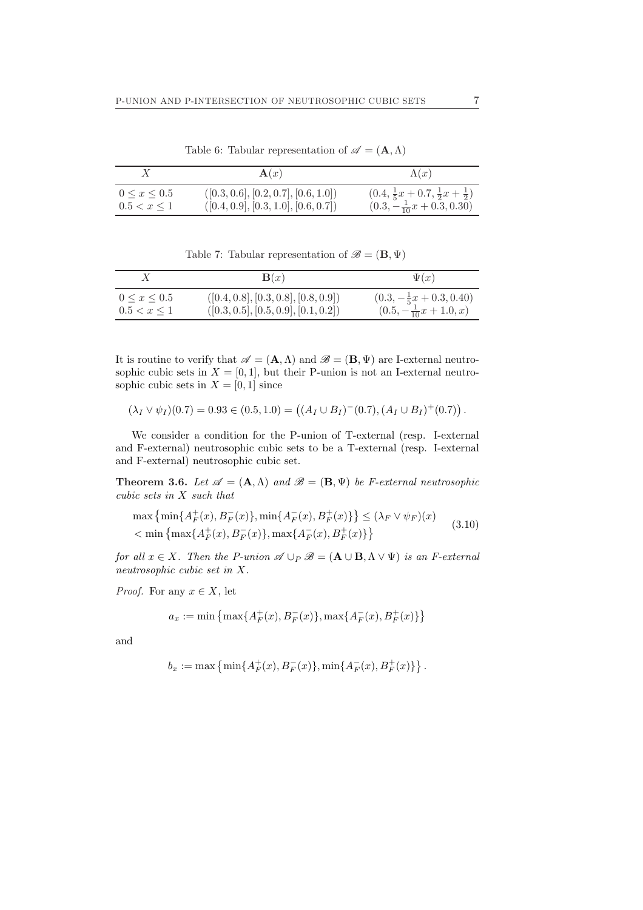Table 6: Tabular representation of $\mathscr{A} = (\mathbf{A}, \Lambda)$

| $X$ | $\mathbf{A}(x)$ | $\Lambda(x)$ |
|---|---|---|
| $0 \leq x \leq 0.5$ | $([0.3, 0.6], [0.2, 0.7], [0.6, 1.0])$ | $(0.4, \frac{1}{5}x + 0.7, \frac{1}{2}x + \frac{1}{2})$ |
| $0.5 < x \leq 1$ | $([0.4, 0.9], [0.3, 1.0], [0.6, 0.7])$ | $(0.3, -\frac{1}{10}x + 0.3, 0.30)$ |

Table 7: Tabular representation of $\mathscr{B} = (\mathbf{B}, \Psi)$

| $X$ | $\mathbf{B}(x)$ | $\Psi(x)$ |
|---|---|---|
| $0 \leq x \leq 0.5$ | $([0.4, 0.8], [0.3, 0.8], [0.8, 0.9])$ | $(0.3, -\frac{1}{5}x + 0.3, 0.40)$ |
| $0.5 < x \leq 1$ | $([0.3, 0.5], [0.5, 0.9], [0.1, 0.2])$ | $(0.5, -\frac{1}{10}x + 1.0, x)$ |

It is routine to verify that $\mathscr{A} = (\mathbf{A}, \Lambda)$ and $\mathscr{B} = (\mathbf{B}, \Psi)$ are I-external neutrosophic cubic sets in $X = [0, 1]$, but their P-union is not an I-external neutrosophic cubic sets in $X = [0, 1]$ since

$$(\lambda_I \vee \psi_I)(0.7) = 0.93 \in (0.5, 1.0) = \left((A_I \cup B_I)^{-}(0.7), (A_I \cup B_I)^{+}(0.7)\right).$$

We consider a condition for the P-union of T-external (resp. I-external and F-external) neutrosophic cubic sets to be a T-external (resp. I-external and F-external) neutrosophic cubic set.

**Theorem 3.6.** *Let $\mathscr{A} = (\mathbf{A}, \Lambda)$ and $\mathscr{B} = (\mathbf{B}, \Psi)$ be F-external neutrosophic cubic sets in $X$ such that*

$$\begin{aligned} &\max\left\{\min\{A_F^{+}(x), B_F^{-}(x)\}, \min\{A_F^{-}(x), B_F^{+}(x)\}\right\} \leq (\lambda_F \vee \psi_F)(x) \\ &< \min\left\{\max\{A_F^{+}(x), B_F^{-}(x)\}, \max\{A_F^{-}(x), B_F^{+}(x)\}\right\} \end{aligned} \tag{3.10}$$

*for all $x \in X$. Then the P-union $\mathscr{A} \cup_P \mathscr{B} = (\mathbf{A} \cup \mathbf{B}, \Lambda \vee \Psi)$ is an F-external neutrosophic cubic set in $X$.*

*Proof.* For any $x \in X$, let

$$a_x := \min\left\{\max\{A_F^{+}(x), B_F^{-}(x)\}, \max\{A_F^{-}(x), B_F^{+}(x)\}\right\}$$

and

$$b_x := \max\left\{\min\{A_F^{+}(x), B_F^{-}(x)\}, \min\{A_F^{-}(x), B_F^{+}(x)\}\right\}.$$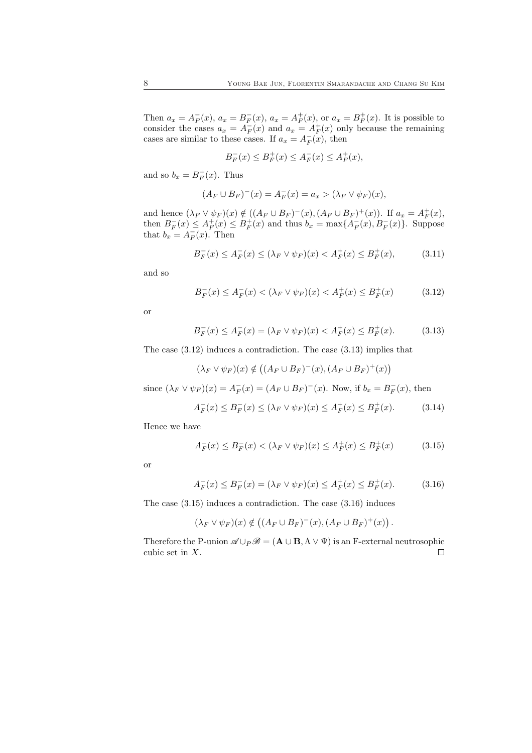Then $a_x = A_F^-(x)$, $a_x = B_F^-(x)$, $a_x = A_F^+(x)$, or $a_x = B_F^+(x)$. It is possible to consider the cases $a_x = A_F^-(x)$ and $a_x = A_F^+(x)$ only because the remaining cases are similar to these cases. If $a_x = A_F^-(x)$, then

$$B_F^-(x) \leq B_F^+(x) \leq A_F^-(x) \leq A_F^+(x),$$

and so $b_x = B_F^+(x)$. Thus

$$(A_F \cup B_F)^-(x) = A_F^-(x) = a_x > (\lambda_F \vee \psi_F)(x),$$

and hence $(\lambda_F \vee \psi_F)(x) \notin ((A_F \cup B_F)^-(x), (A_F \cup B_F)^+(x))$. If $a_x = A_F^+(x)$, then $B_F^-(x) \leq A_F^+(x) \leq B_F^+(x)$ and thus $b_x = \max\{A_F^-(x), B_F^-(x)\}$. Suppose that $b_x = A_F^-(x)$. Then

$$B_F^-(x) \leq A_F^-(x) \leq (\lambda_F \vee \psi_F)(x) < A_F^+(x) \leq B_F^+(x), \tag{3.11}$$

and so

$$B_F^-(x) \leq A_F^-(x) < (\lambda_F \vee \psi_F)(x) < A_F^+(x) \leq B_F^+(x) \tag{3.12}$$

or

$$B_F^-(x) \leq A_F^-(x) = (\lambda_F \vee \psi_F)(x) < A_F^+(x) \leq B_F^+(x). \tag{3.13}$$

The case (3.12) induces a contradiction. The case (3.13) implies that

$$(\lambda_F \vee \psi_F)(x) \notin \big((A_F \cup B_F)^-(x), (A_F \cup B_F)^+(x)\big)$$

since $(\lambda_F \vee \psi_F)(x) = A_F^-(x) = (A_F \cup B_F)^-(x)$. Now, if $b_x = B_F^-(x)$, then

$$A_F^-(x) \leq B_F^-(x) \leq (\lambda_F \vee \psi_F)(x) \leq A_F^+(x) \leq B_F^+(x). \tag{3.14}$$

Hence we have

$$A_F^-(x) \leq B_F^-(x) < (\lambda_F \vee \psi_F)(x) \leq A_F^+(x) \leq B_F^+(x) \tag{3.15}$$

or

$$A_F^-(x) \leq B_F^-(x) = (\lambda_F \vee \psi_F)(x) \leq A_F^+(x) \leq B_F^+(x). \tag{3.16}$$

The case (3.15) induces a contradiction. The case (3.16) induces

$$(\lambda_F \vee \psi_F)(x) \notin \big((A_F \cup B_F)^-(x), (A_F \cup B_F)^+(x)\big).$$

Therefore the P-union $\mathscr{A} \cup_P \mathscr{B} = (\mathbf{A} \cup \mathbf{B}, \Lambda \vee \Psi)$ is an F-external neutrosophic cubic set in $X$. $\square$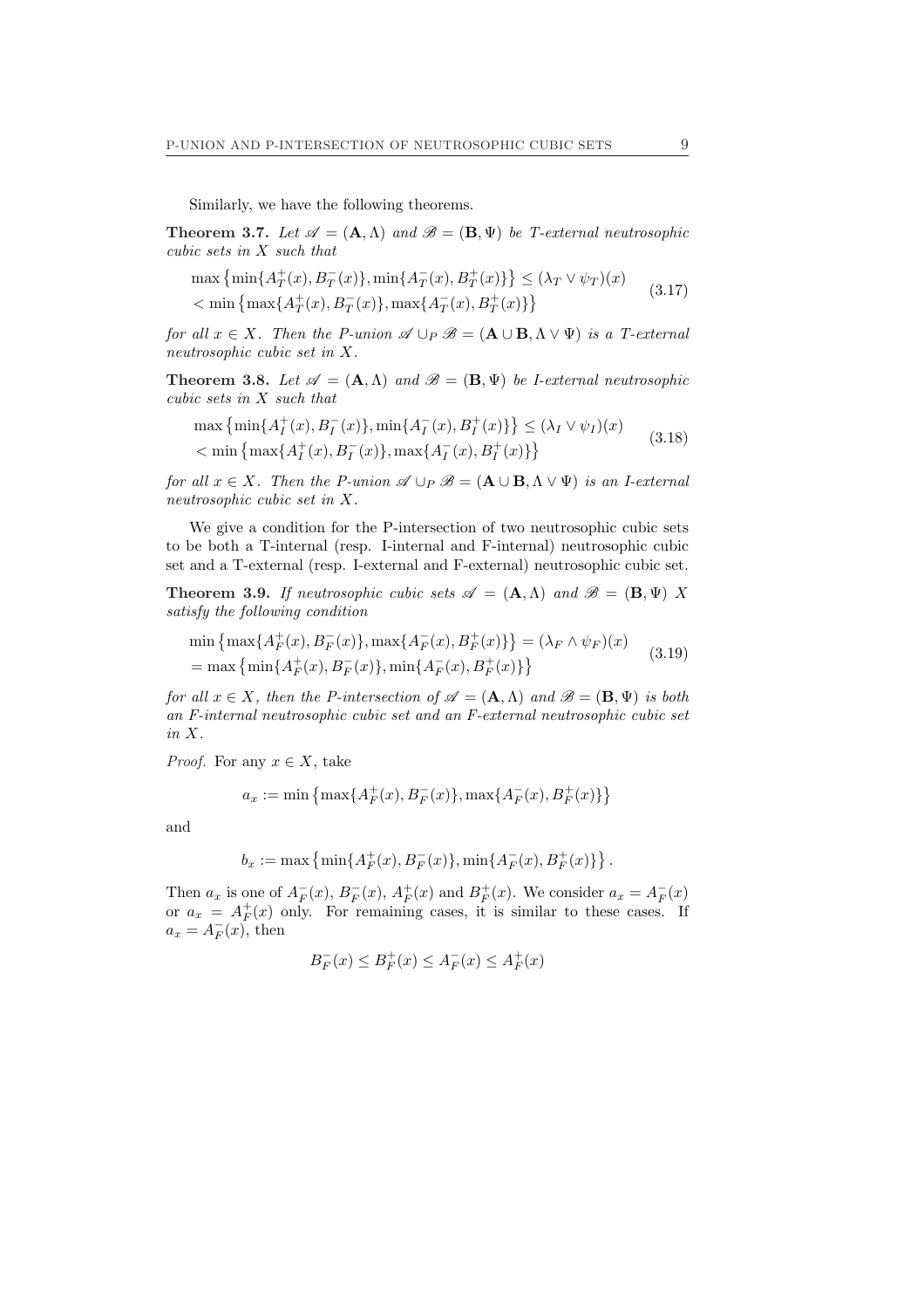Similarly, we have the following theorems.

**Theorem 3.7.** *Let $\mathscr{A} = (\mathbf{A}, \Lambda)$ and $\mathscr{B} = (\mathbf{B}, \Psi)$ be T-external neutrosophic cubic sets in $X$ such that*

$$\begin{aligned}
&\max\left\{\min\{A_T^+(x), B_T^-(x)\}, \min\{A_T^-(x), B_T^+(x)\}\right\} \leq (\lambda_T \vee \psi_T)(x) \\
&< \min\left\{\max\{A_T^+(x), B_T^-(x)\}, \max\{A_T^-(x), B_T^+(x)\}\right\}
\end{aligned} \tag{3.17}$$

*for all $x \in X$. Then the P-union $\mathscr{A} \cup_P \mathscr{B} = (\mathbf{A} \cup \mathbf{B}, \Lambda \vee \Psi)$ is a T-external neutrosophic cubic set in $X$.*

**Theorem 3.8.** *Let $\mathscr{A} = (\mathbf{A}, \Lambda)$ and $\mathscr{B} = (\mathbf{B}, \Psi)$ be I-external neutrosophic cubic sets in $X$ such that*

$$\begin{aligned}
&\max\left\{\min\{A_I^+(x), B_I^-(x)\}, \min\{A_I^-(x), B_I^+(x)\}\right\} \leq (\lambda_I \vee \psi_I)(x) \\
&< \min\left\{\max\{A_I^+(x), B_I^-(x)\}, \max\{A_I^-(x), B_I^+(x)\}\right\}
\end{aligned} \tag{3.18}$$

*for all $x \in X$. Then the P-union $\mathscr{A} \cup_P \mathscr{B} = (\mathbf{A} \cup \mathbf{B}, \Lambda \vee \Psi)$ is an I-external neutrosophic cubic set in $X$.*

We give a condition for the P-intersection of two neutrosophic cubic sets to be both a T-internal (resp. I-internal and F-internal) neutrosophic cubic set and a T-external (resp. I-external and F-external) neutrosophic cubic set.

**Theorem 3.9.** *If neutrosophic cubic sets $\mathscr{A} = (\mathbf{A}, \Lambda)$ and $\mathscr{B} = (\mathbf{B}, \Psi)$ $X$ satisfy the following condition*

$$\begin{aligned}
&\min\left\{\max\{A_F^+(x), B_F^-(x)\}, \max\{A_F^-(x), B_F^+(x)\}\right\} = (\lambda_F \wedge \psi_F)(x) \\
&= \max\left\{\min\{A_F^+(x), B_F^-(x)\}, \min\{A_F^-(x), B_F^+(x)\}\right\}
\end{aligned} \tag{3.19}$$

*for all $x \in X$, then the P-intersection of $\mathscr{A} = (\mathbf{A}, \Lambda)$ and $\mathscr{B} = (\mathbf{B}, \Psi)$ is both an F-internal neutrosophic cubic set and an F-external neutrosophic cubic set in $X$.*

*Proof.* For any $x \in X$, take

$$a_x := \min\left\{\max\{A_F^+(x), B_F^-(x)\}, \max\{A_F^-(x), B_F^+(x)\}\right\}$$

and

$$b_x := \max\left\{\min\{A_F^+(x), B_F^-(x)\}, \min\{A_F^-(x), B_F^+(x)\}\right\}.$$

Then $a_x$ is one of $A_F^-(x)$, $B_F^-(x)$, $A_F^+(x)$ and $B_F^+(x)$. We consider $a_x = A_F^-(x)$ or $a_x = A_F^+(x)$ only. For remaining cases, it is similar to these cases. If $a_x = A_F^-(x)$, then

$$B_F^-(x) \leq B_F^+(x) \leq A_F^-(x) \leq A_F^+(x)$$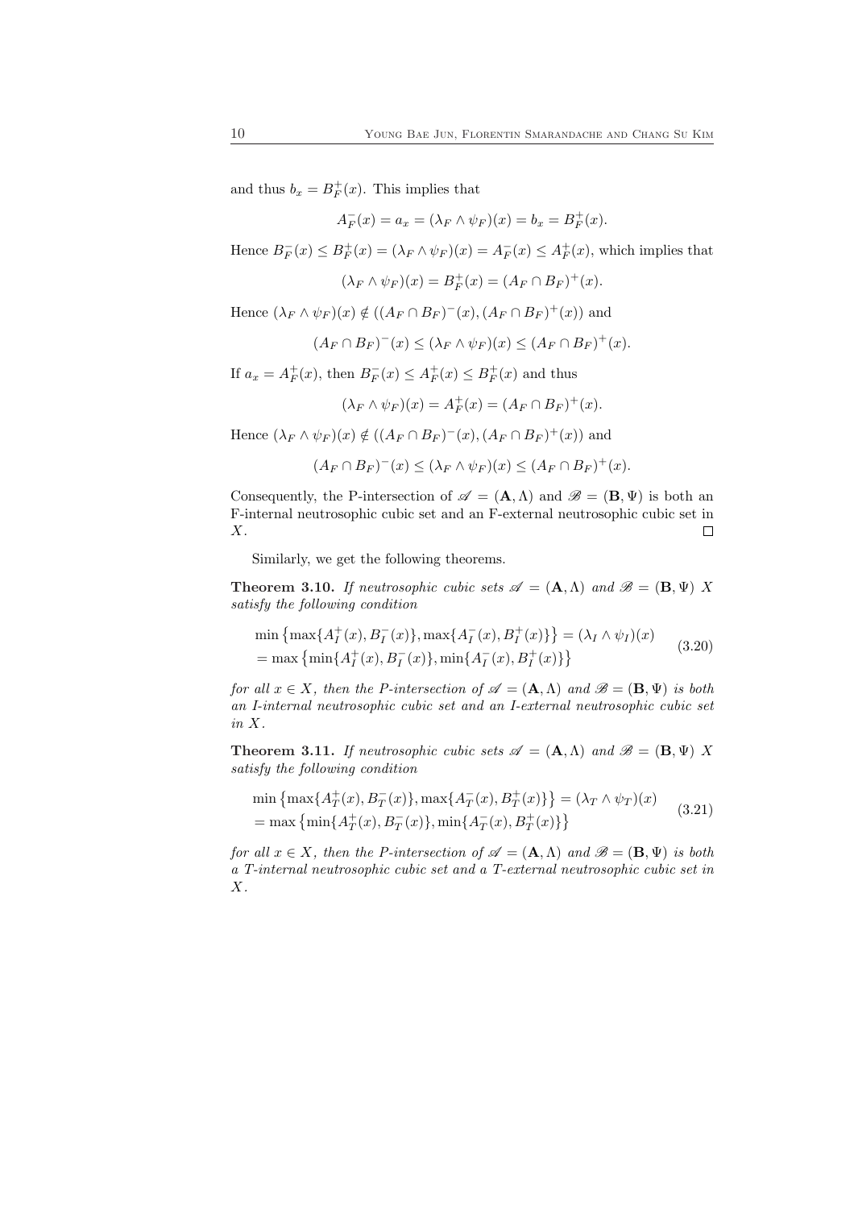and thus $b_x = B_F^+(x)$. This implies that

$$A_F^-(x) = a_x = (\lambda_F \wedge \psi_F)(x) = b_x = B_F^+(x).$$

Hence $B_F^-(x) \leq B_F^+(x) = (\lambda_F \wedge \psi_F)(x) = A_F^-(x) \leq A_F^+(x)$, which implies that

$$(\lambda_F \wedge \psi_F)(x) = B_F^+(x) = (A_F \cap B_F)^+(x).$$

Hence $(\lambda_F \wedge \psi_F)(x) \notin ((A_F \cap B_F)^-(x), (A_F \cap B_F)^+(x))$ and

$$(A_F \cap B_F)^-(x) \leq (\lambda_F \wedge \psi_F)(x) \leq (A_F \cap B_F)^+(x).$$

If $a_x = A_F^+(x)$, then $B_F^-(x) \leq A_F^+(x) \leq B_F^+(x)$ and thus

$$(\lambda_F \wedge \psi_F)(x) = A_F^+(x) = (A_F \cap B_F)^+(x).$$

Hence $(\lambda_F \wedge \psi_F)(x) \notin ((A_F \cap B_F)^-(x), (A_F \cap B_F)^+(x))$ and

$$(A_F \cap B_F)^-(x) \leq (\lambda_F \wedge \psi_F)(x) \leq (A_F \cap B_F)^+(x).$$

Consequently, the P-intersection of $\mathscr{A} = (\mathbf{A}, \Lambda)$ and $\mathscr{B} = (\mathbf{B}, \Psi)$ is both an F-internal neutrosophic cubic set and an F-external neutrosophic cubic set in $X$. □

Similarly, we get the following theorems.

**Theorem 3.10.** *If neutrosophic cubic sets $\mathscr{A} = (\mathbf{A}, \Lambda)$ and $\mathscr{B} = (\mathbf{B}, \Psi)$ $X$ satisfy the following condition*

$$\begin{aligned} &\min\left\{\max\{A_I^+(x), B_I^-(x)\}, \max\{A_I^-(x), B_I^+(x)\}\right\} = (\lambda_I \wedge \psi_I)(x) \\ &= \max\left\{\min\{A_I^+(x), B_I^-(x)\}, \min\{A_I^-(x), B_I^+(x)\}\right\} \end{aligned} \tag{3.20}$$

*for all $x \in X$, then the P-intersection of $\mathscr{A} = (\mathbf{A}, \Lambda)$ and $\mathscr{B} = (\mathbf{B}, \Psi)$ is both an I-internal neutrosophic cubic set and an I-external neutrosophic cubic set in $X$.*

**Theorem 3.11.** *If neutrosophic cubic sets $\mathscr{A} = (\mathbf{A}, \Lambda)$ and $\mathscr{B} = (\mathbf{B}, \Psi)$ $X$ satisfy the following condition*

$$\begin{aligned} &\min\left\{\max\{A_T^+(x), B_T^-(x)\}, \max\{A_T^-(x), B_T^+(x)\}\right\} = (\lambda_T \wedge \psi_T)(x) \\ &= \max\left\{\min\{A_T^+(x), B_T^-(x)\}, \min\{A_T^-(x), B_T^+(x)\}\right\} \end{aligned} \tag{3.21}$$

*for all $x \in X$, then the P-intersection of $\mathscr{A} = (\mathbf{A}, \Lambda)$ and $\mathscr{B} = (\mathbf{B}, \Psi)$ is both a T-internal neutrosophic cubic set and a T-external neutrosophic cubic set in $X$.*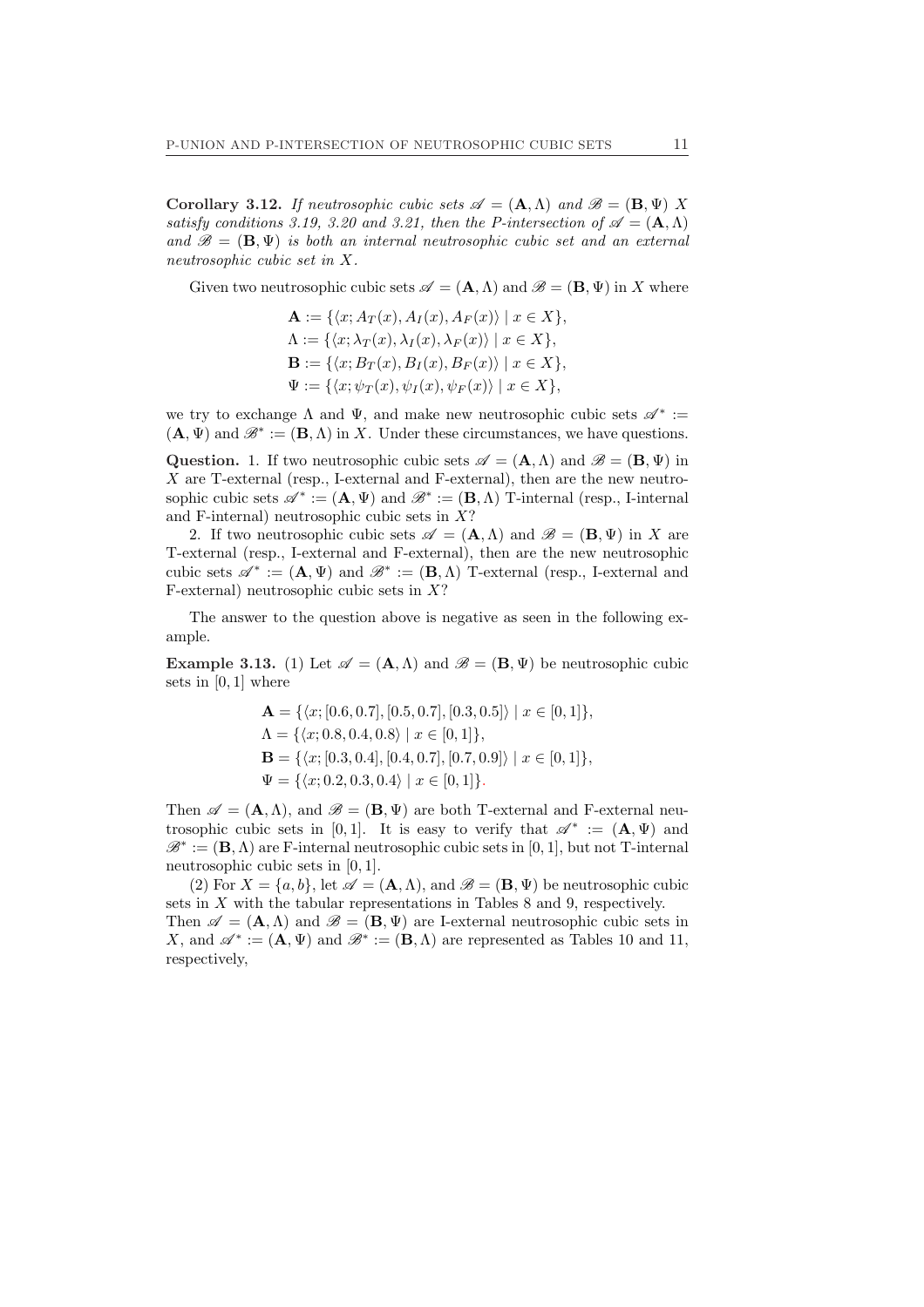**Corollary 3.12.** *If neutrosophic cubic sets $\mathscr{A} = (\mathbf{A}, \Lambda)$ and $\mathscr{B} = (\mathbf{B}, \Psi)$ $X$ satisfy conditions 3.19, 3.20 and 3.21, then the P-intersection of $\mathscr{A} = (\mathbf{A}, \Lambda)$ and $\mathscr{B} = (\mathbf{B}, \Psi)$ is both an internal neutrosophic cubic set and an external neutrosophic cubic set in $X$.*

Given two neutrosophic cubic sets $\mathscr{A} = (\mathbf{A}, \Lambda)$ and $\mathscr{B} = (\mathbf{B}, \Psi)$ in $X$ where

$$\mathbf{A} := \{\langle x; A_T(x), A_I(x), A_F(x)\rangle \mid x \in X\},$$
$$\Lambda := \{\langle x; \lambda_T(x), \lambda_I(x), \lambda_F(x)\rangle \mid x \in X\},$$
$$\mathbf{B} := \{\langle x; B_T(x), B_I(x), B_F(x)\rangle \mid x \in X\},$$
$$\Psi := \{\langle x; \psi_T(x), \psi_I(x), \psi_F(x)\rangle \mid x \in X\},$$

we try to exchange $\Lambda$ and $\Psi$, and make new neutrosophic cubic sets $\mathscr{A}^* := (\mathbf{A}, \Psi)$ and $\mathscr{B}^* := (\mathbf{B}, \Lambda)$ in $X$. Under these circumstances, we have questions.

**Question.** 1. If two neutrosophic cubic sets $\mathscr{A} = (\mathbf{A}, \Lambda)$ and $\mathscr{B} = (\mathbf{B}, \Psi)$ in $X$ are T-external (resp., I-external and F-external), then are the new neutrosophic cubic sets $\mathscr{A}^* := (\mathbf{A}, \Psi)$ and $\mathscr{B}^* := (\mathbf{B}, \Lambda)$ T-internal (resp., I-internal and F-internal) neutrosophic cubic sets in $X$?

2. If two neutrosophic cubic sets $\mathscr{A} = (\mathbf{A}, \Lambda)$ and $\mathscr{B} = (\mathbf{B}, \Psi)$ in $X$ are T-external (resp., I-external and F-external), then are the new neutrosophic cubic sets $\mathscr{A}^* := (\mathbf{A}, \Psi)$ and $\mathscr{B}^* := (\mathbf{B}, \Lambda)$ T-external (resp., I-external and F-external) neutrosophic cubic sets in $X$?

The answer to the question above is negative as seen in the following example.

**Example 3.13.** (1) Let $\mathscr{A} = (\mathbf{A}, \Lambda)$ and $\mathscr{B} = (\mathbf{B}, \Psi)$ be neutrosophic cubic sets in $[0, 1]$ where

$$\mathbf{A} = \{\langle x; [0.6, 0.7], [0.5, 0.7], [0.3, 0.5]\rangle \mid x \in [0, 1]\},$$
$$\Lambda = \{\langle x; 0.8, 0.4, 0.8\rangle \mid x \in [0, 1]\},$$
$$\mathbf{B} = \{\langle x; [0.3, 0.4], [0.4, 0.7], [0.7, 0.9]\rangle \mid x \in [0, 1]\},$$
$$\Psi = \{\langle x; 0.2, 0.3, 0.4\rangle \mid x \in [0, 1]\}.$$

Then $\mathscr{A} = (\mathbf{A}, \Lambda)$, and $\mathscr{B} = (\mathbf{B}, \Psi)$ are both T-external and F-external neutrosophic cubic sets in $[0, 1]$. It is easy to verify that $\mathscr{A}^* := (\mathbf{A}, \Psi)$ and $\mathscr{B}^* := (\mathbf{B}, \Lambda)$ are F-internal neutrosophic cubic sets in $[0, 1]$, but not T-internal neutrosophic cubic sets in $[0, 1]$.

(2) For $X = \{a, b\}$, let $\mathscr{A} = (\mathbf{A}, \Lambda)$, and $\mathscr{B} = (\mathbf{B}, \Psi)$ be neutrosophic cubic sets in $X$ with the tabular representations in Tables 8 and 9, respectively. Then $\mathscr{A} = (\mathbf{A}, \Lambda)$ and $\mathscr{B} = (\mathbf{B}, \Psi)$ are I-external neutrosophic cubic sets in $X$, and $\mathscr{A}^* := (\mathbf{A}, \Psi)$ and $\mathscr{B}^* := (\mathbf{B}, \Lambda)$ are represented as Tables 10 and 11, respectively,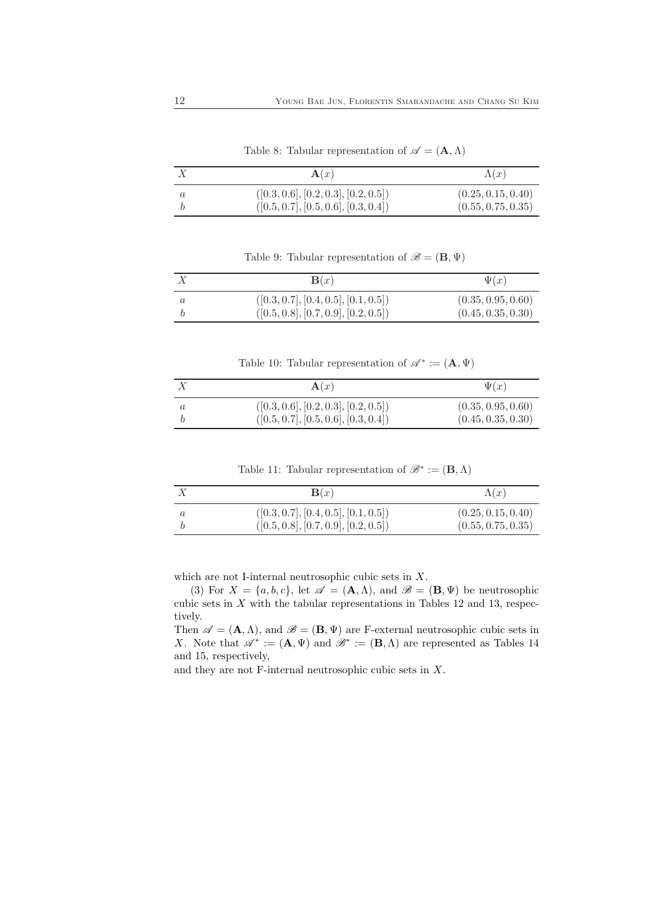Table 8: Tabular representation of $\mathscr{A} = (\mathbf{A}, \Lambda)$

| $X$ | $\mathbf{A}(x)$ | $\Lambda(x)$ |
|---|---|---|
| $a$ | $([0.3, 0.6], [0.2, 0.3], [0.2, 0.5])$ | $(0.25, 0.15, 0.40)$ |
| $b$ | $([0.5, 0.7], [0.5, 0.6], [0.3, 0.4])$ | $(0.55, 0.75, 0.35)$ |

Table 9: Tabular representation of $\mathscr{B} = (\mathbf{B}, \Psi)$

| $X$ | $\mathbf{B}(x)$ | $\Psi(x)$ |
|---|---|---|
| $a$ | $([0.3, 0.7], [0.4, 0.5], [0.1, 0.5])$ | $(0.35, 0.95, 0.60)$ |
| $b$ | $([0.5, 0.8], [0.7, 0.9], [0.2, 0.5])$ | $(0.45, 0.35, 0.30)$ |

Table 10: Tabular representation of $\mathscr{A}^* := (\mathbf{A}, \Psi)$

| $X$ | $\mathbf{A}(x)$ | $\Psi(x)$ |
|---|---|---|
| $a$ | $([0.3, 0.6], [0.2, 0.3], [0.2, 0.5])$ | $(0.35, 0.95, 0.60)$ |
| $b$ | $([0.5, 0.7], [0.5, 0.6], [0.3, 0.4])$ | $(0.45, 0.35, 0.30)$ |

Table 11: Tabular representation of $\mathscr{B}^* := (\mathbf{B}, \Lambda)$

| $X$ | $\mathbf{B}(x)$ | $\Lambda(x)$ |
|---|---|---|
| $a$ | $([0.3, 0.7], [0.4, 0.5], [0.1, 0.5])$ | $(0.25, 0.15, 0.40)$ |
| $b$ | $([0.5, 0.8], [0.7, 0.9], [0.2, 0.5])$ | $(0.55, 0.75, 0.35)$ |

which are not I-internal neutrosophic cubic sets in $X$.

(3) For $X = \{a, b, c\}$, let $\mathscr{A} = (\mathbf{A}, \Lambda)$, and $\mathscr{B} = (\mathbf{B}, \Psi)$ be neutrosophic cubic sets in $X$ with the tabular representations in Tables 12 and 13, respectively.

Then $\mathscr{A} = (\mathbf{A}, \Lambda)$, and $\mathscr{B} = (\mathbf{B}, \Psi)$ are F-external neutrosophic cubic sets in $X$. Note that $\mathscr{A}^* := (\mathbf{A}, \Psi)$ and $\mathscr{B}^* := (\mathbf{B}, \Lambda)$ are represented as Tables 14 and 15, respectively,

and they are not F-internal neutrosophic cubic sets in $X$.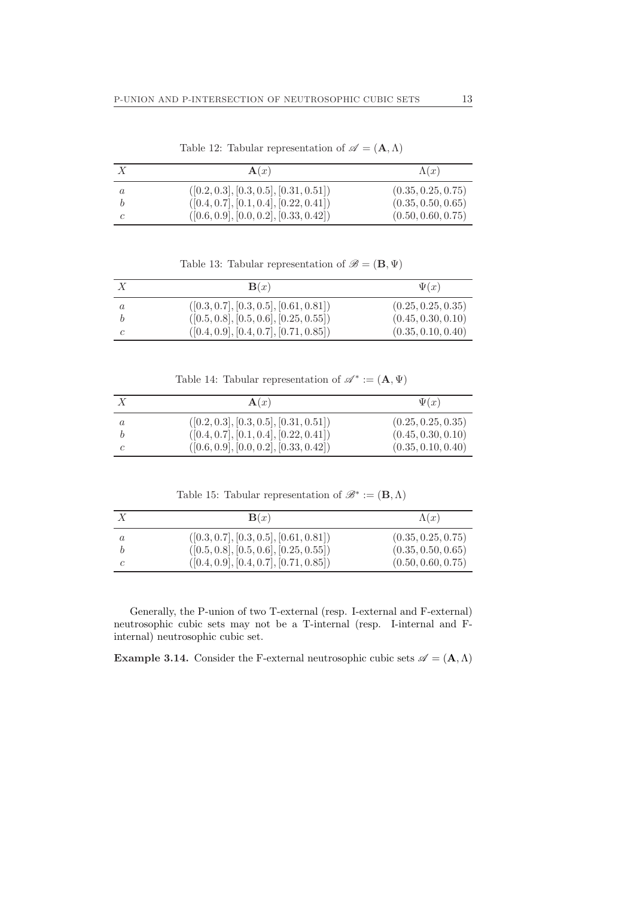Table 12: Tabular representation of $\mathscr{A} = (\mathbf{A}, \Lambda)$

| $X$ | $\mathbf{A}(x)$ | $\Lambda(x)$ |
|---|---|---|
| $a$ | $([0.2, 0.3], [0.3, 0.5], [0.31, 0.51])$ | $(0.35, 0.25, 0.75)$ |
| $b$ | $([0.4, 0.7], [0.1, 0.4], [0.22, 0.41])$ | $(0.35, 0.50, 0.65)$ |
| $c$ | $([0.6, 0.9], [0.0, 0.2], [0.33, 0.42])$ | $(0.50, 0.60, 0.75)$ |

Table 13: Tabular representation of $\mathscr{B} = (\mathbf{B}, \Psi)$

| $X$ | $\mathbf{B}(x)$ | $\Psi(x)$ |
|---|---|---|
| $a$ | $([0.3, 0.7], [0.3, 0.5], [0.61, 0.81])$ | $(0.25, 0.25, 0.35)$ |
| $b$ | $([0.5, 0.8], [0.5, 0.6], [0.25, 0.55])$ | $(0.45, 0.30, 0.10)$ |
| $c$ | $([0.4, 0.9], [0.4, 0.7], [0.71, 0.85])$ | $(0.35, 0.10, 0.40)$ |

Table 14: Tabular representation of $\mathscr{A}^* := (\mathbf{A}, \Psi)$

| $X$ | $\mathbf{A}(x)$ | $\Psi(x)$ |
|---|---|---|
| $a$ | $([0.2, 0.3], [0.3, 0.5], [0.31, 0.51])$ | $(0.25, 0.25, 0.35)$ |
| $b$ | $([0.4, 0.7], [0.1, 0.4], [0.22, 0.41])$ | $(0.45, 0.30, 0.10)$ |
| $c$ | $([0.6, 0.9], [0.0, 0.2], [0.33, 0.42])$ | $(0.35, 0.10, 0.40)$ |

Table 15: Tabular representation of $\mathscr{B}^* := (\mathbf{B}, \Lambda)$

| $X$ | $\mathbf{B}(x)$ | $\Lambda(x)$ |
|---|---|---|
| $a$ | $([0.3, 0.7], [0.3, 0.5], [0.61, 0.81])$ | $(0.35, 0.25, 0.75)$ |
| $b$ | $([0.5, 0.8], [0.5, 0.6], [0.25, 0.55])$ | $(0.35, 0.50, 0.65)$ |
| $c$ | $([0.4, 0.9], [0.4, 0.7], [0.71, 0.85])$ | $(0.50, 0.60, 0.75)$ |

Generally, the P-union of two T-external (resp. I-external and F-external) neutrosophic cubic sets may not be a T-internal (resp. I-internal and F-internal) neutrosophic cubic set.

**Example 3.14.** Consider the F-external neutrosophic cubic sets $\mathscr{A} = (\mathbf{A}, \Lambda)$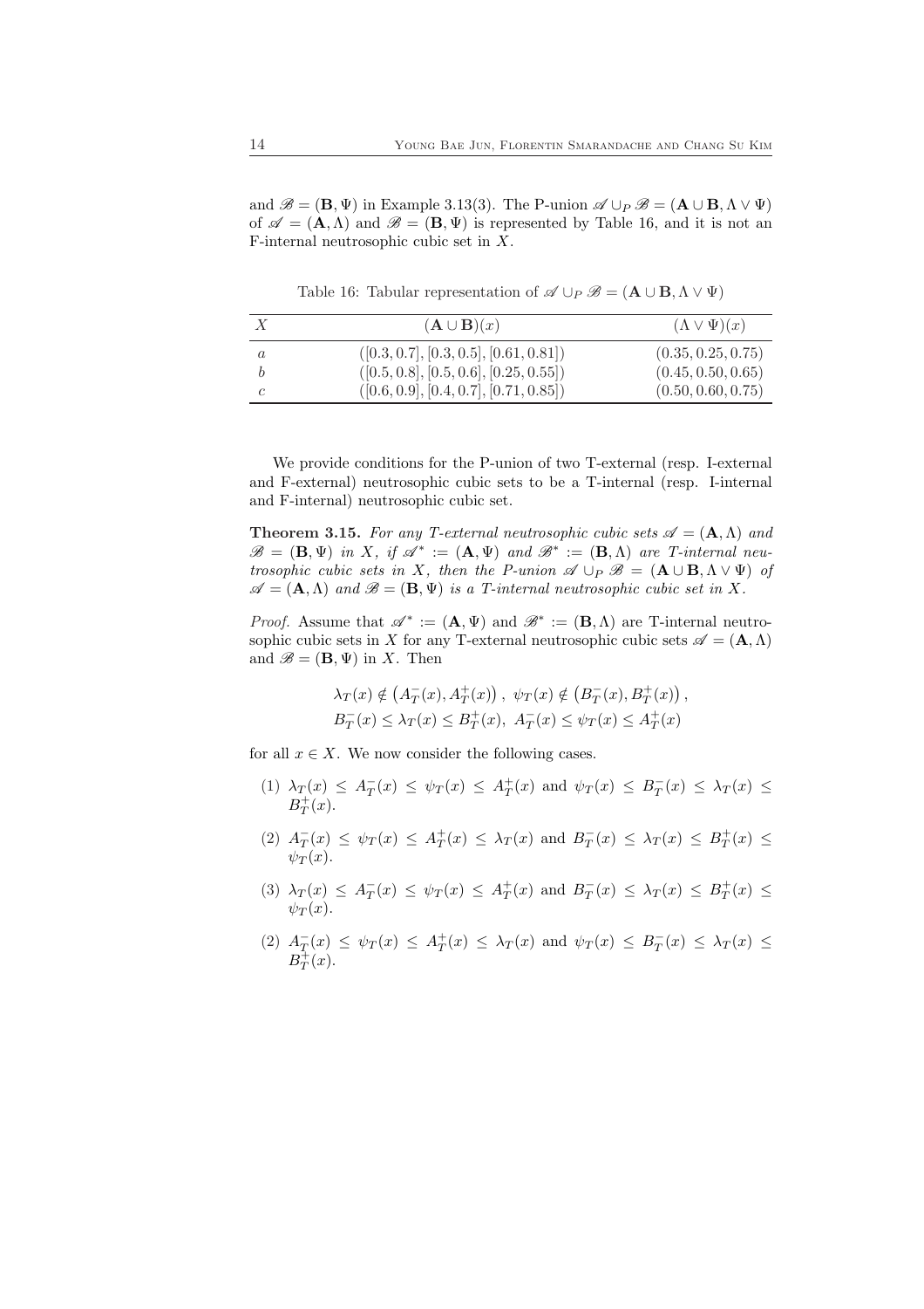and $\mathscr{B} = (\mathbf{B}, \Psi)$ in Example 3.13(3). The P-union $\mathscr{A} \cup_P \mathscr{B} = (\mathbf{A} \cup \mathbf{B}, \Lambda \vee \Psi)$ of $\mathscr{A} = (\mathbf{A}, \Lambda)$ and $\mathscr{B} = (\mathbf{B}, \Psi)$ is represented by Table 16, and it is not an F-internal neutrosophic cubic set in $X$.

Table 16: Tabular representation of $\mathscr{A} \cup_P \mathscr{B} = (\mathbf{A} \cup \mathbf{B}, \Lambda \vee \Psi)$

| $X$ | $(\mathbf{A} \cup \mathbf{B})(x)$ | $(\Lambda \vee \Psi)(x)$ |
|---|---|---|
| $a$ | $([0.3, 0.7], [0.3, 0.5], [0.61, 0.81])$ | $(0.35, 0.25, 0.75)$ |
| $b$ | $([0.5, 0.8], [0.5, 0.6], [0.25, 0.55])$ | $(0.45, 0.50, 0.65)$ |
| $c$ | $([0.6, 0.9], [0.4, 0.7], [0.71, 0.85])$ | $(0.50, 0.60, 0.75)$ |

We provide conditions for the P-union of two T-external (resp. I-external and F-external) neutrosophic cubic sets to be a T-internal (resp. I-internal and F-internal) neutrosophic cubic set.

**Theorem 3.15.** *For any T-external neutrosophic cubic sets $\mathscr{A} = (\mathbf{A}, \Lambda)$ and $\mathscr{B} = (\mathbf{B}, \Psi)$ in $X$, if $\mathscr{A}^* := (\mathbf{A}, \Psi)$ and $\mathscr{B}^* := (\mathbf{B}, \Lambda)$ are T-internal neutrosophic cubic sets in $X$, then the P-union $\mathscr{A} \cup_P \mathscr{B} = (\mathbf{A} \cup \mathbf{B}, \Lambda \vee \Psi)$ of $\mathscr{A} = (\mathbf{A}, \Lambda)$ and $\mathscr{B} = (\mathbf{B}, \Psi)$ is a T-internal neutrosophic cubic set in $X$.*

*Proof.* Assume that $\mathscr{A}^* := (\mathbf{A}, \Psi)$ and $\mathscr{B}^* := (\mathbf{B}, \Lambda)$ are T-internal neutrosophic cubic sets in $X$ for any T-external neutrosophic cubic sets $\mathscr{A} = (\mathbf{A}, \Lambda)$ and $\mathscr{B} = (\mathbf{B}, \Psi)$ in $X$. Then

$$\lambda_T(x) \notin \left(A_T^-(x), A_T^+(x)\right), \ \psi_T(x) \notin \left(B_T^-(x), B_T^+(x)\right),$$
$$B_T^-(x) \le \lambda_T(x) \le B_T^+(x), \ A_T^-(x) \le \psi_T(x) \le A_T^+(x)$$

for all $x \in X$. We now consider the following cases.

(1) $\lambda_T(x) \le A_T^-(x) \le \psi_T(x) \le A_T^+(x)$ and $\psi_T(x) \le B_T^-(x) \le \lambda_T(x) \le B_T^+(x)$.

(2) $A_T^-(x) \le \psi_T(x) \le A_T^+(x) \le \lambda_T(x)$ and $B_T^-(x) \le \lambda_T(x) \le B_T^+(x) \le \psi_T(x)$.

(3) $\lambda_T(x) \le A_T^-(x) \le \psi_T(x) \le A_T^+(x)$ and $B_T^-(x) \le \lambda_T(x) \le B_T^+(x) \le \psi_T(x)$.

(2) $A_T^-(x) \le \psi_T(x) \le A_T^+(x) \le \lambda_T(x)$ and $\psi_T(x) \le B_T^-(x) \le \lambda_T(x) \le B_T^+(x)$.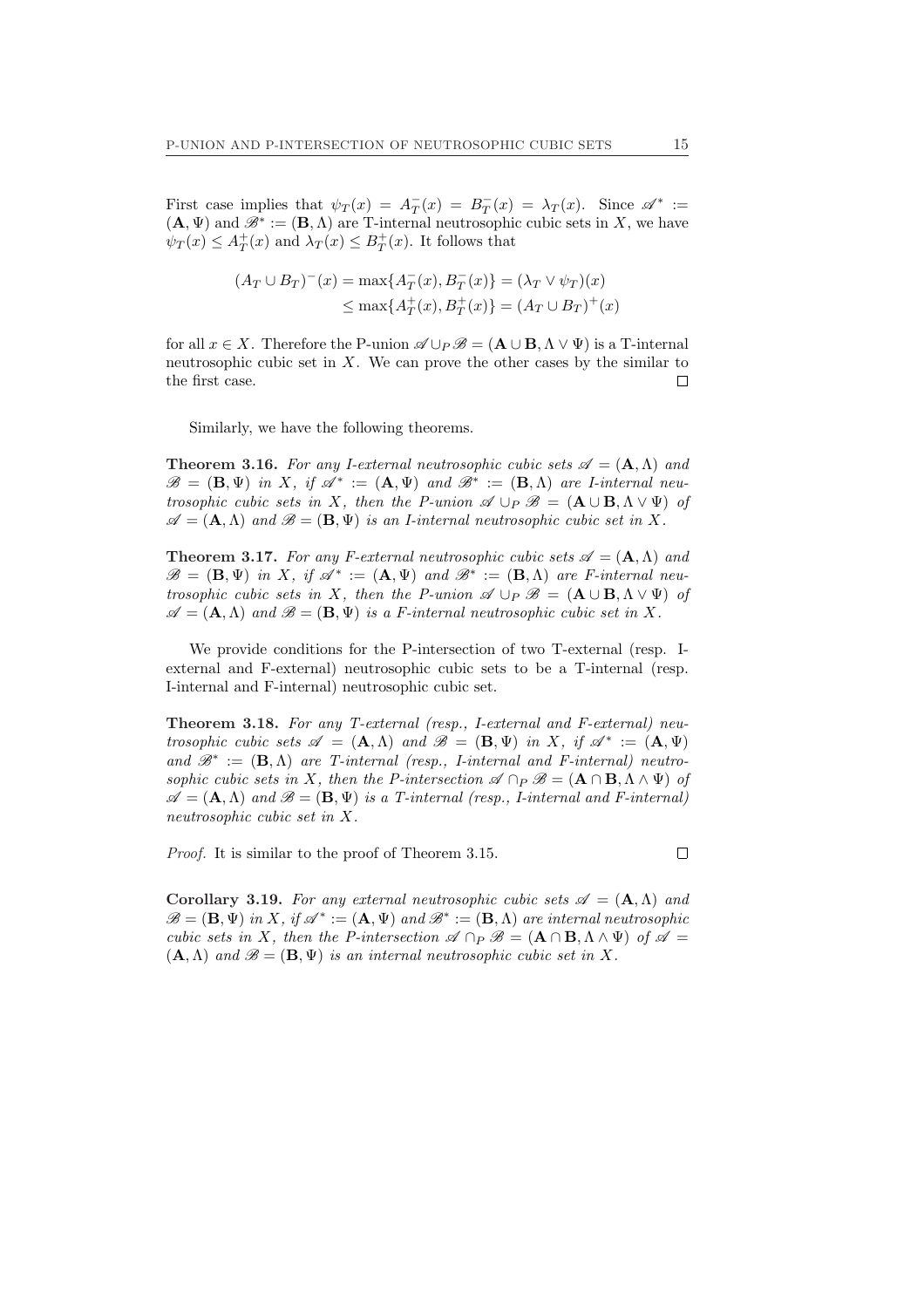First case implies that $\psi_T(x) = A_T^-(x) = B_T^-(x) = \lambda_T(x)$. Since $\mathscr{A}^* := (\mathbf{A}, \Psi)$ and $\mathscr{B}^* := (\mathbf{B}, \Lambda)$ are T-internal neutrosophic cubic sets in $X$, we have $\psi_T(x) \leq A_T^+(x)$ and $\lambda_T(x) \leq B_T^+(x)$. It follows that

$$
\begin{aligned}
(A_T \cup B_T)^-(x) &= \max\{A_T^-(x), B_T^-(x)\} = (\lambda_T \vee \psi_T)(x) \\
&\leq \max\{A_T^+(x), B_T^+(x)\} = (A_T \cup B_T)^+(x)
\end{aligned}
$$

for all $x \in X$. Therefore the P-union $\mathscr{A} \cup_P \mathscr{B} = (\mathbf{A} \cup \mathbf{B}, \Lambda \vee \Psi)$ is a T-internal neutrosophic cubic set in $X$. We can prove the other cases by the similar to the first case. □

Similarly, we have the following theorems.

**Theorem 3.16.** *For any I-external neutrosophic cubic sets $\mathscr{A} = (\mathbf{A}, \Lambda)$ and $\mathscr{B} = (\mathbf{B}, \Psi)$ in $X$, if $\mathscr{A}^* := (\mathbf{A}, \Psi)$ and $\mathscr{B}^* := (\mathbf{B}, \Lambda)$ are I-internal neutrosophic cubic sets in $X$, then the P-union $\mathscr{A} \cup_P \mathscr{B} = (\mathbf{A} \cup \mathbf{B}, \Lambda \vee \Psi)$ of $\mathscr{A} = (\mathbf{A}, \Lambda)$ and $\mathscr{B} = (\mathbf{B}, \Psi)$ is an I-internal neutrosophic cubic set in $X$.*

**Theorem 3.17.** *For any F-external neutrosophic cubic sets $\mathscr{A} = (\mathbf{A}, \Lambda)$ and $\mathscr{B} = (\mathbf{B}, \Psi)$ in $X$, if $\mathscr{A}^* := (\mathbf{A}, \Psi)$ and $\mathscr{B}^* := (\mathbf{B}, \Lambda)$ are F-internal neutrosophic cubic sets in $X$, then the P-union $\mathscr{A} \cup_P \mathscr{B} = (\mathbf{A} \cup \mathbf{B}, \Lambda \vee \Psi)$ of $\mathscr{A} = (\mathbf{A}, \Lambda)$ and $\mathscr{B} = (\mathbf{B}, \Psi)$ is a F-internal neutrosophic cubic set in $X$.*

We provide conditions for the P-intersection of two T-external (resp. I-external and F-external) neutrosophic cubic sets to be a T-internal (resp. I-internal and F-internal) neutrosophic cubic set.

**Theorem 3.18.** *For any T-external (resp., I-external and F-external) neutrosophic cubic sets $\mathscr{A} = (\mathbf{A}, \Lambda)$ and $\mathscr{B} = (\mathbf{B}, \Psi)$ in $X$, if $\mathscr{A}^* := (\mathbf{A}, \Psi)$ and $\mathscr{B}^* := (\mathbf{B}, \Lambda)$ are T-internal (resp., I-internal and F-internal) neutrosophic cubic sets in $X$, then the P-intersection $\mathscr{A} \cap_P \mathscr{B} = (\mathbf{A} \cap \mathbf{B}, \Lambda \wedge \Psi)$ of $\mathscr{A} = (\mathbf{A}, \Lambda)$ and $\mathscr{B} = (\mathbf{B}, \Psi)$ is a T-internal (resp., I-internal and F-internal) neutrosophic cubic set in $X$.*

*Proof.* It is similar to the proof of Theorem 3.15. □

**Corollary 3.19.** *For any external neutrosophic cubic sets $\mathscr{A} = (\mathbf{A}, \Lambda)$ and $\mathscr{B} = (\mathbf{B}, \Psi)$ in $X$, if $\mathscr{A}^* := (\mathbf{A}, \Psi)$ and $\mathscr{B}^* := (\mathbf{B}, \Lambda)$ are internal neutrosophic cubic sets in $X$, then the P-intersection $\mathscr{A} \cap_P \mathscr{B} = (\mathbf{A} \cap \mathbf{B}, \Lambda \wedge \Psi)$ of $\mathscr{A} = (\mathbf{A}, \Lambda)$ and $\mathscr{B} = (\mathbf{B}, \Psi)$ is an internal neutrosophic cubic set in $X$.*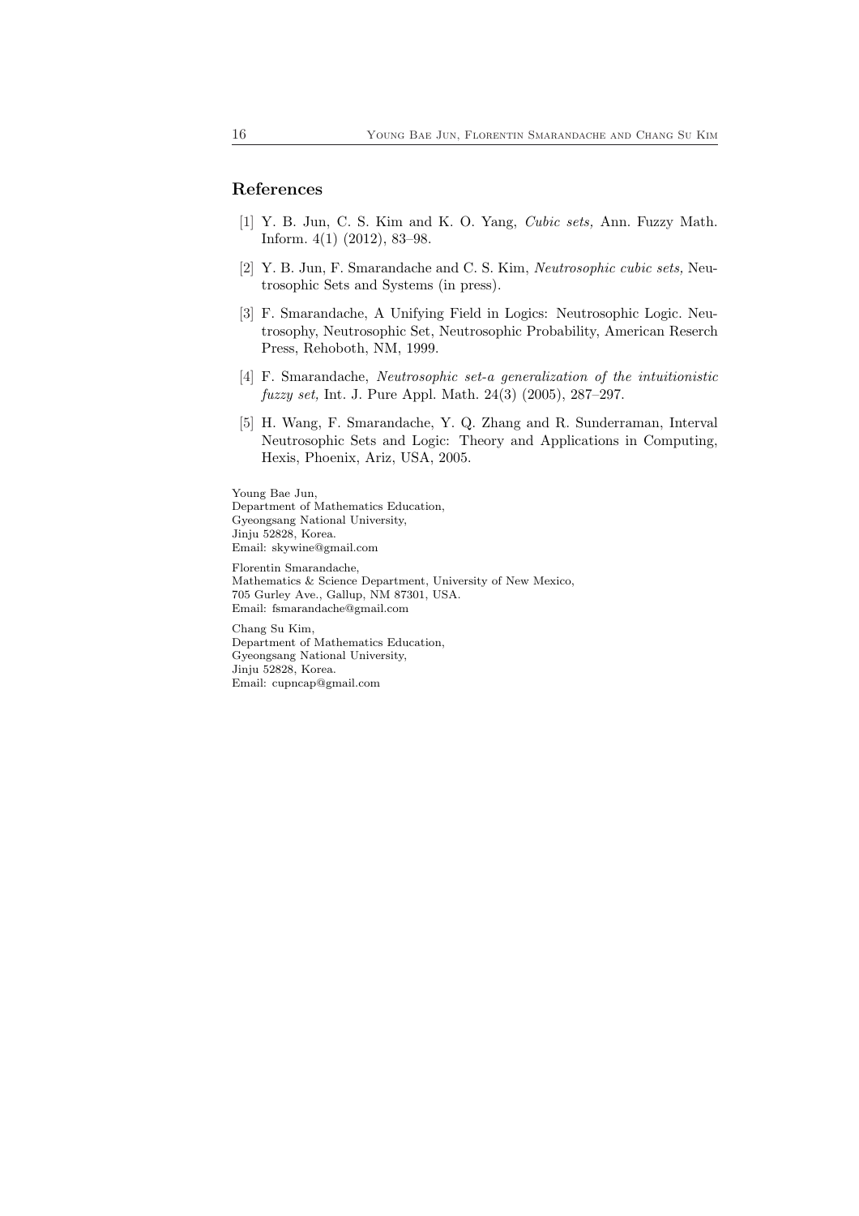## References

[1] Y. B. Jun, C. S. Kim and K. O. Yang, *Cubic sets,* Ann. Fuzzy Math. Inform. 4(1) (2012), 83–98.

[2] Y. B. Jun, F. Smarandache and C. S. Kim, *Neutrosophic cubic sets,* Neutrosophic Sets and Systems (in press).

[3] F. Smarandache, A Unifying Field in Logics: Neutrosophic Logic. Neutrosophy, Neutrosophic Set, Neutrosophic Probability, American Reserch Press, Rehoboth, NM, 1999.

[4] F. Smarandache, *Neutrosophic set-a generalization of the intuitionistic fuzzy set,* Int. J. Pure Appl. Math. 24(3) (2005), 287–297.

[5] H. Wang, F. Smarandache, Y. Q. Zhang and R. Sunderraman, Interval Neutrosophic Sets and Logic: Theory and Applications in Computing, Hexis, Phoenix, Ariz, USA, 2005.

Young Bae Jun,
Department of Mathematics Education,
Gyeongsang National University,
Jinju 52828, Korea.
Email: skywine@gmail.com

Florentin Smarandache,
Mathematics & Science Department, University of New Mexico,
705 Gurley Ave., Gallup, NM 87301, USA.
Email: fsmarandache@gmail.com

Chang Su Kim,
Department of Mathematics Education,
Gyeongsang National University,
Jinju 52828, Korea.
Email: cupncap@gmail.com